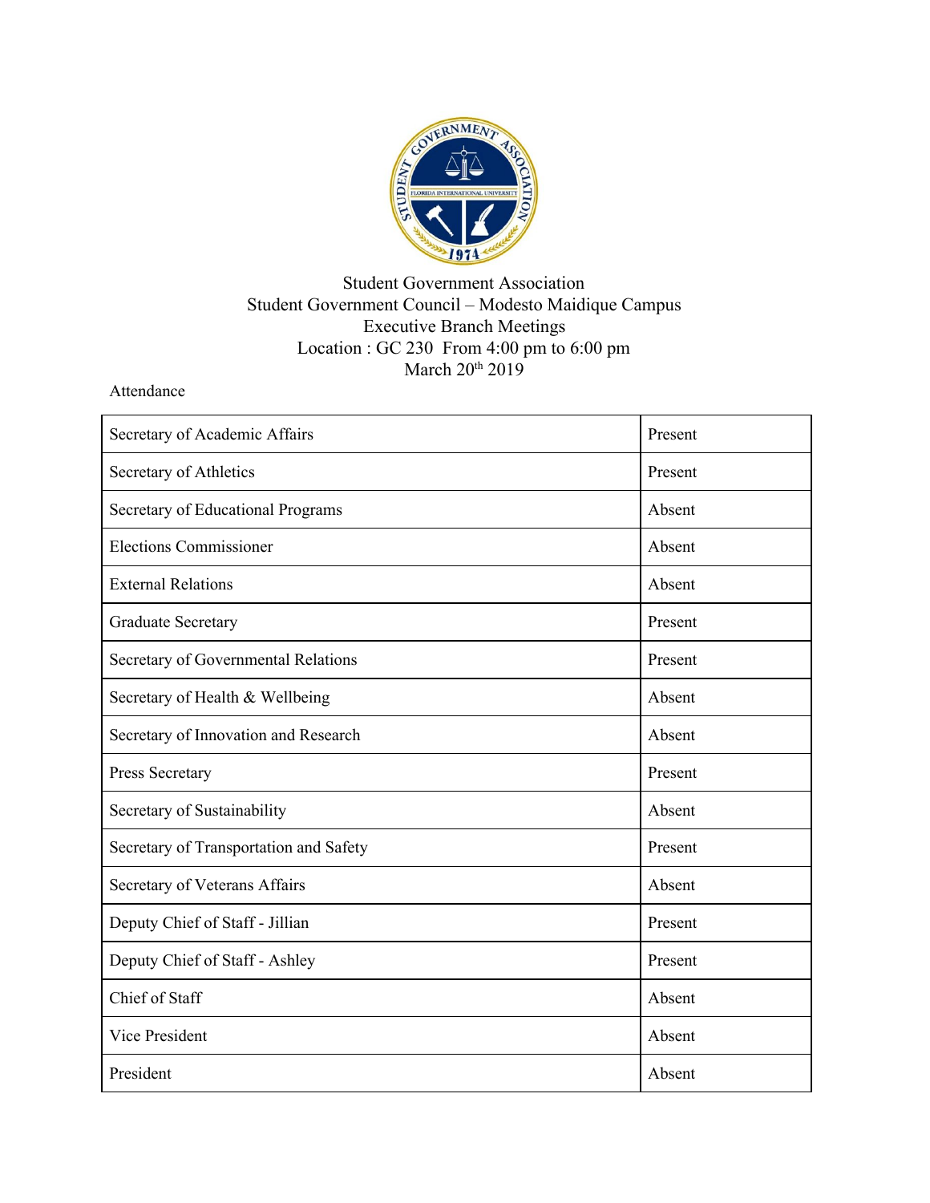Student Government Association
Student Government Council – Modesto Maidique Campus
Executive Branch Meetings
Location : GC 230 From 4:00 pm to 6:00 pm
March 20th 2019

Attendance

| Position | Attendance |
| --- | --- |
| Secretary of Academic Affairs | Present |
| Secretary of Athletics | Present |
| Secretary of Educational Programs | Absent |
| Elections Commissioner | Absent |
| External Relations | Absent |
| Graduate Secretary | Present |
| Secretary of Governmental Relations | Present |
| Secretary of Health & Wellbeing | Absent |
| Secretary of Innovation and Research | Absent |
| Press Secretary | Present |
| Secretary of Sustainability | Absent |
| Secretary of Transportation and Safety | Present |
| Secretary of Veterans Affairs | Absent |
| Deputy Chief of Staff - Jillian | Present |
| Deputy Chief of Staff - Ashley | Present |
| Chief of Staff | Absent |
| Vice President | Absent |
| President | Absent |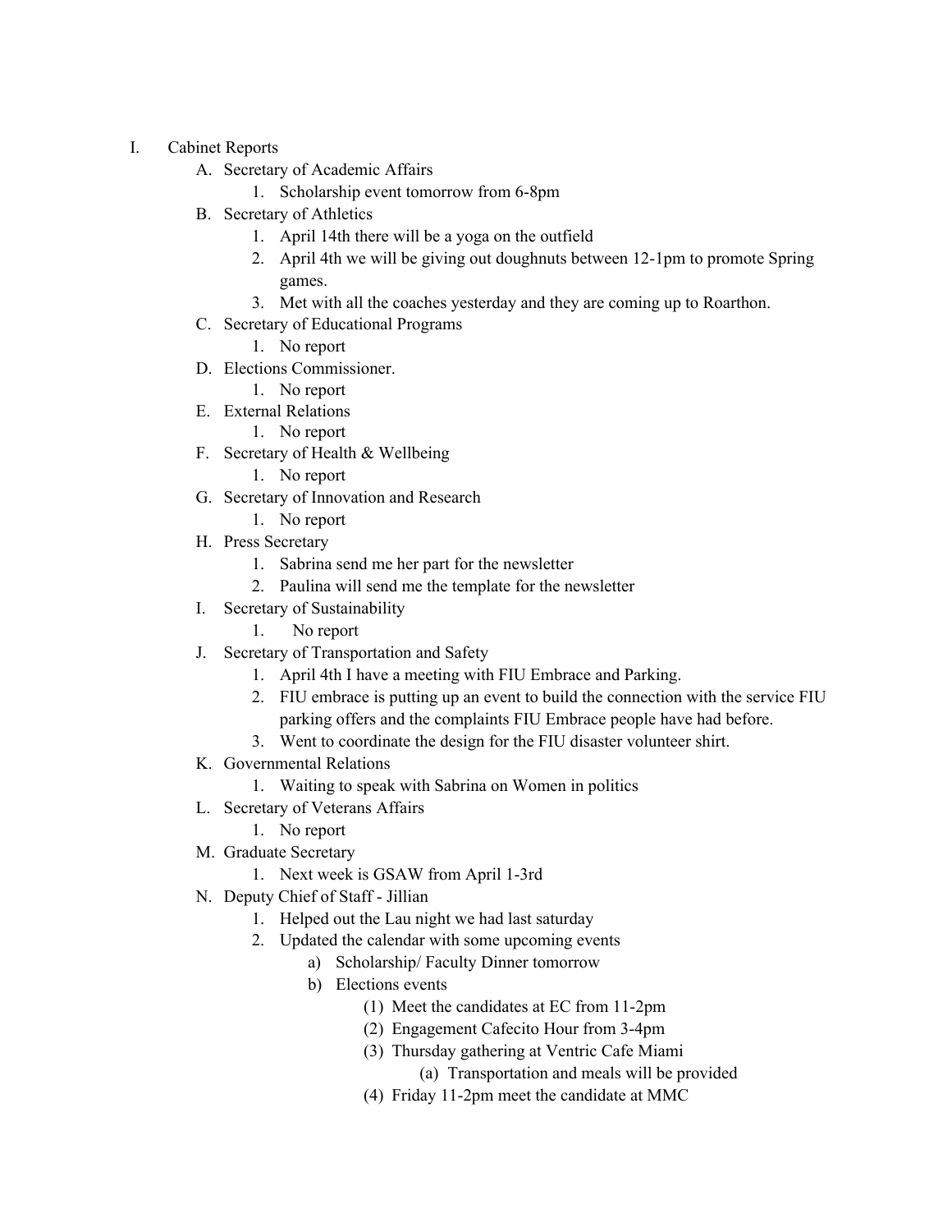I. Cabinet Reports
   A. Secretary of Academic Affairs
      1. Scholarship event tomorrow from 6-8pm
   B. Secretary of Athletics
      1. April 14th there will be a yoga on the outfield
      2. April 4th we will be giving out doughnuts between 12-1pm to promote Spring games.
      3. Met with all the coaches yesterday and they are coming up to Roarthon.
   C. Secretary of Educational Programs
      1. No report
   D. Elections Commissioner.
      1. No report
   E. External Relations
      1. No report
   F. Secretary of Health & Wellbeing
      1. No report
   G. Secretary of Innovation and Research
      1. No report
   H. Press Secretary
      1. Sabrina send me her part for the newsletter
      2. Paulina will send me the template for the newsletter
   I. Secretary of Sustainability
      1. No report
   J. Secretary of Transportation and Safety
      1. April 4th I have a meeting with FIU Embrace and Parking.
      2. FIU embrace is putting up an event to build the connection with the service FIU parking offers and the complaints FIU Embrace people have had before.
      3. Went to coordinate the design for the FIU disaster volunteer shirt.
   K. Governmental Relations
      1. Waiting to speak with Sabrina on Women in politics
   L. Secretary of Veterans Affairs
      1. No report
   M. Graduate Secretary
      1. Next week is GSAW from April 1-3rd
   N. Deputy Chief of Staff - Jillian
      1. Helped out the Lau night we had last saturday
      2. Updated the calendar with some upcoming events
         a) Scholarship/ Faculty Dinner tomorrow
         b) Elections events
            (1) Meet the candidates at EC from 11-2pm
            (2) Engagement Cafecito Hour from 3-4pm
            (3) Thursday gathering at Ventric Cafe Miami
               (a) Transportation and meals will be provided
            (4) Friday 11-2pm meet the candidate at MMC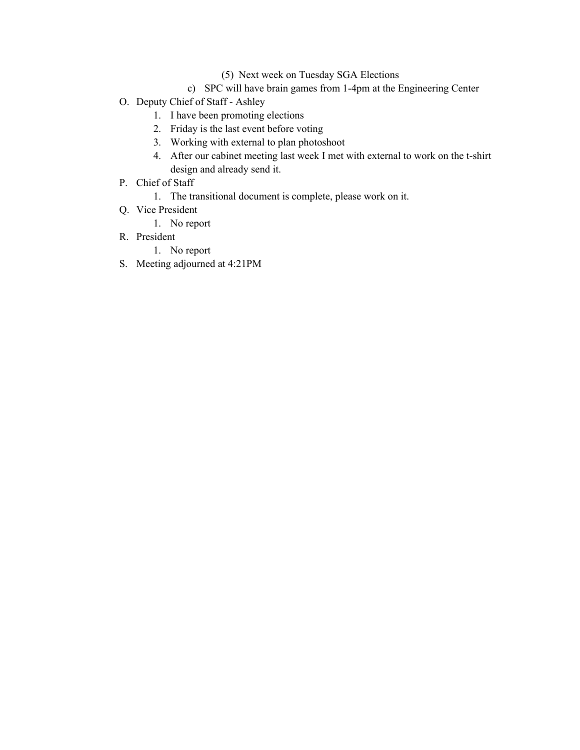(5) Next week on Tuesday SGA Elections
            c) SPC will have brain games from 1-4pm at the Engineering Center

O. Deputy Chief of Staff - Ashley
    1. I have been promoting elections
    2. Friday is the last event before voting
    3. Working with external to plan photoshoot
    4. After our cabinet meeting last week I met with external to work on the t-shirt design and already send it.

P. Chief of Staff
    1. The transitional document is complete, please work on it.

Q. Vice President
    1. No report

R. President
    1. No report

S. Meeting adjourned at 4:21PM